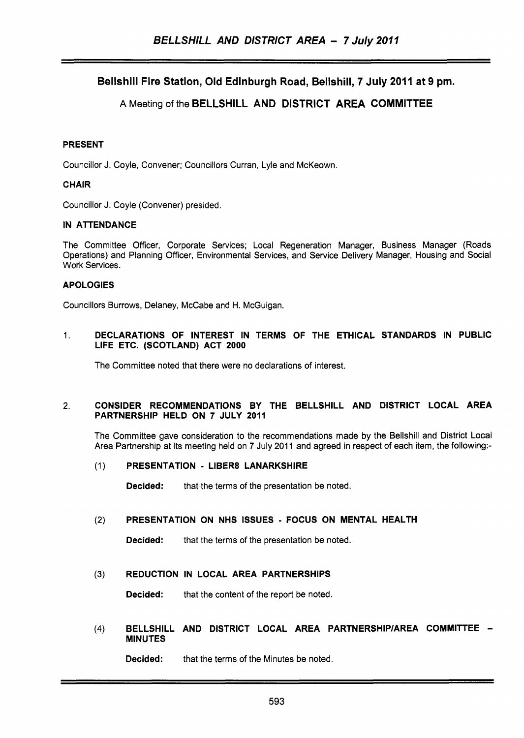## Bellshill Fire Station, Old Edinburgh Road, Bellshill, 7 July 2011 at 9 pm.

A Meeting of the **BELLSHILL AND DISTRICT AREA COMMITTEE**

**PRESENT**

Councillor J. Coyle, Convener; Councillors Curran, Lyle and McKeown.

**CHAIR**

Councillor J. Coyle (Convener) presided.

**IN ATTENDANCE**

The Committee Officer, Corporate Services; Local Regeneration Manager, Business Manager (Roads Operations) and Planning Officer, Environmental Services, and Service Delivery Manager, Housing and Social Work Services.

**APOLOGIES**

Councillors Burrows, Delaney, McCabe and H. McGuigan.

1. **DECLARATIONS OF INTEREST IN TERMS OF THE ETHICAL STANDARDS IN PUBLIC LIFE ETC. (SCOTLAND) ACT 2000**

   The Committee noted that there were no declarations of interest.

2. **CONSIDER RECOMMENDATIONS BY THE BELLSHILL AND DISTRICT LOCAL AREA PARTNERSHIP HELD ON 7 JULY 2011**

   The Committee gave consideration to the recommendations made by the Bellshill and District Local Area Partnership at its meeting held on 7 July 2011 and agreed in respect of each item, the following:-

   (1) **PRESENTATION - LIBER8 LANARKSHIRE**

   **Decided:** that the terms of the presentation be noted.

   (2) **PRESENTATION ON NHS ISSUES - FOCUS ON MENTAL HEALTH**

   **Decided:** that the terms of the presentation be noted.

   (3) **REDUCTION IN LOCAL AREA PARTNERSHIPS**

   **Decided:** that the content of the report be noted.

   (4) **BELLSHILL AND DISTRICT LOCAL AREA PARTNERSHIP/AREA COMMITTEE - MINUTES**

   **Decided:** that the terms of the Minutes be noted.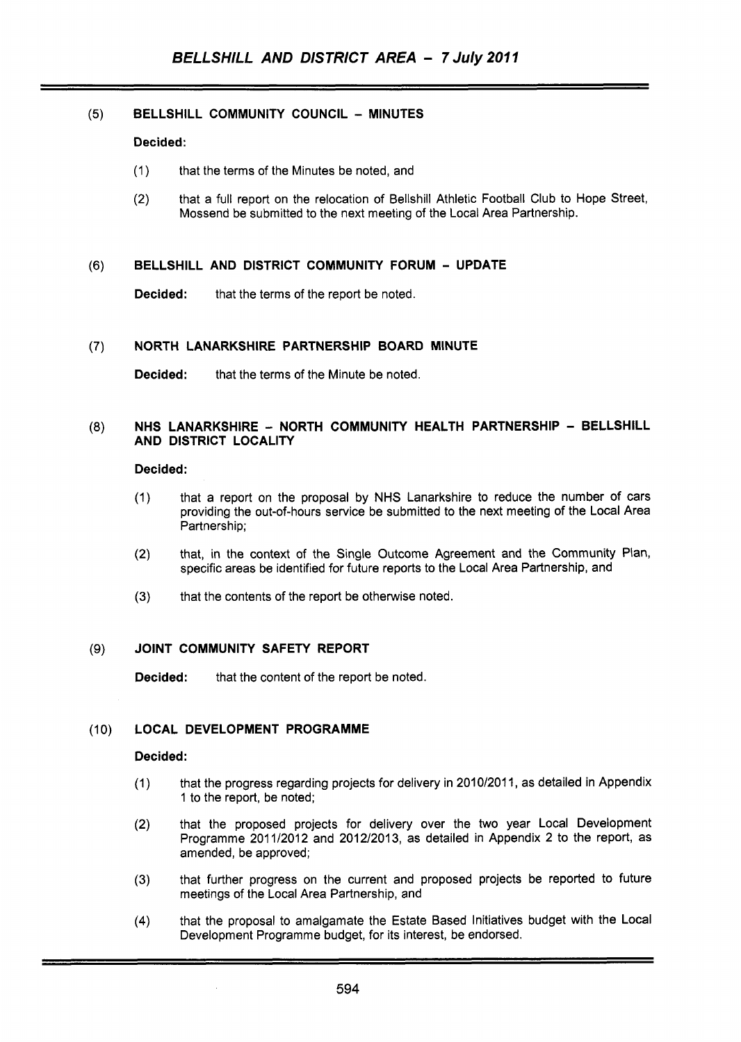## (5) BELLSHILL COMMUNITY COUNCIL – MINUTES

**Decided:**

(1) that the terms of the Minutes be noted, and

(2) that a full report on the relocation of Bellshill Athletic Football Club to Hope Street, Mossend be submitted to the next meeting of the Local Area Partnership.

## (6) BELLSHILL AND DISTRICT COMMUNITY FORUM – UPDATE

**Decided:** that the terms of the report be noted.

## (7) NORTH LANARKSHIRE PARTNERSHIP BOARD MINUTE

**Decided:** that the terms of the Minute be noted.

## (8) NHS LANARKSHIRE – NORTH COMMUNITY HEALTH PARTNERSHIP – BELLSHILL AND DISTRICT LOCALITY

**Decided:**

(1) that a report on the proposal by NHS Lanarkshire to reduce the number of cars providing the out-of-hours service be submitted to the next meeting of the Local Area Partnership;

(2) that, in the context of the Single Outcome Agreement and the Community Plan, specific areas be identified for future reports to the Local Area Partnership, and

(3) that the contents of the report be otherwise noted.

## (9) JOINT COMMUNITY SAFETY REPORT

**Decided:** that the content of the report be noted.

## (10) LOCAL DEVELOPMENT PROGRAMME

**Decided:**

(1) that the progress regarding projects for delivery in 2010/2011, as detailed in Appendix 1 to the report, be noted;

(2) that the proposed projects for delivery over the two year Local Development Programme 2011/2012 and 2012/2013, as detailed in Appendix 2 to the report, as amended, be approved;

(3) that further progress on the current and proposed projects be reported to future meetings of the Local Area Partnership, and

(4) that the proposal to amalgamate the Estate Based Initiatives budget with the Local Development Programme budget, for its interest, be endorsed.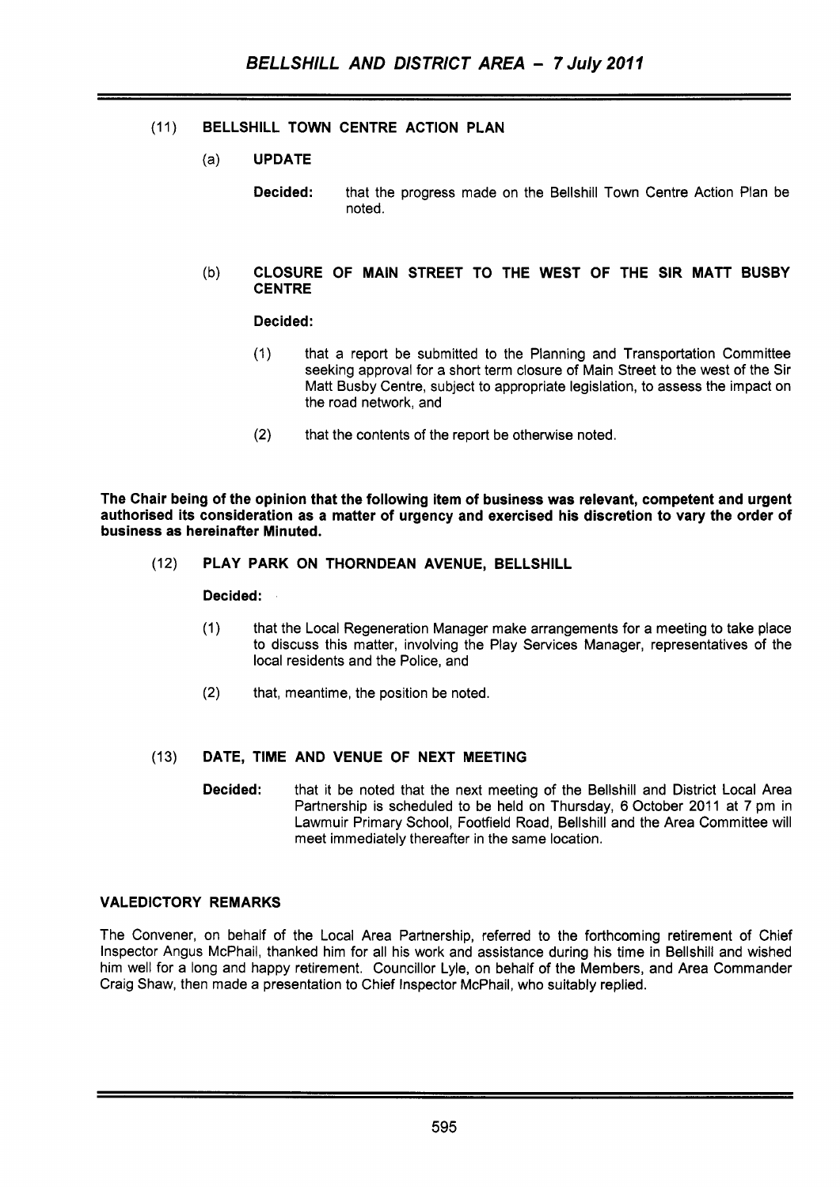(11) **BELLSHILL TOWN CENTRE ACTION PLAN**

(a) **UPDATE**

**Decided:** that the progress made on the Bellshill Town Centre Action Plan be noted.

(b) **CLOSURE OF MAIN STREET TO THE WEST OF THE SIR MATT BUSBY CENTRE**

**Decided:**

(1) that a report be submitted to the Planning and Transportation Committee seeking approval for a short term closure of Main Street to the west of the Sir Matt Busby Centre, subject to appropriate legislation, to assess the impact on the road network, and

(2) that the contents of the report be otherwise noted.

**The Chair being of the opinion that the following item of business was relevant, competent and urgent authorised its consideration as a matter of urgency and exercised his discretion to vary the order of business as hereinafter Minuted.**

(12) **PLAY PARK ON THORNDEAN AVENUE, BELLSHILL**

**Decided:**

(1) that the Local Regeneration Manager make arrangements for a meeting to take place to discuss this matter, involving the Play Services Manager, representatives of the local residents and the Police, and

(2) that, meantime, the position be noted.

(13) **DATE, TIME AND VENUE OF NEXT MEETING**

**Decided:** that it be noted that the next meeting of the Bellshill and District Local Area Partnership is scheduled to be held on Thursday, 6 October 2011 at 7 pm in Lawmuir Primary School, Footfield Road, Bellshill and the Area Committee will meet immediately thereafter in the same location.

**VALEDICTORY REMARKS**

The Convener, on behalf of the Local Area Partnership, referred to the forthcoming retirement of Chief Inspector Angus McPhail, thanked him for all his work and assistance during his time in Bellshill and wished him well for a long and happy retirement. Councillor Lyle, on behalf of the Members, and Area Commander Craig Shaw, then made a presentation to Chief Inspector McPhail, who suitably replied.